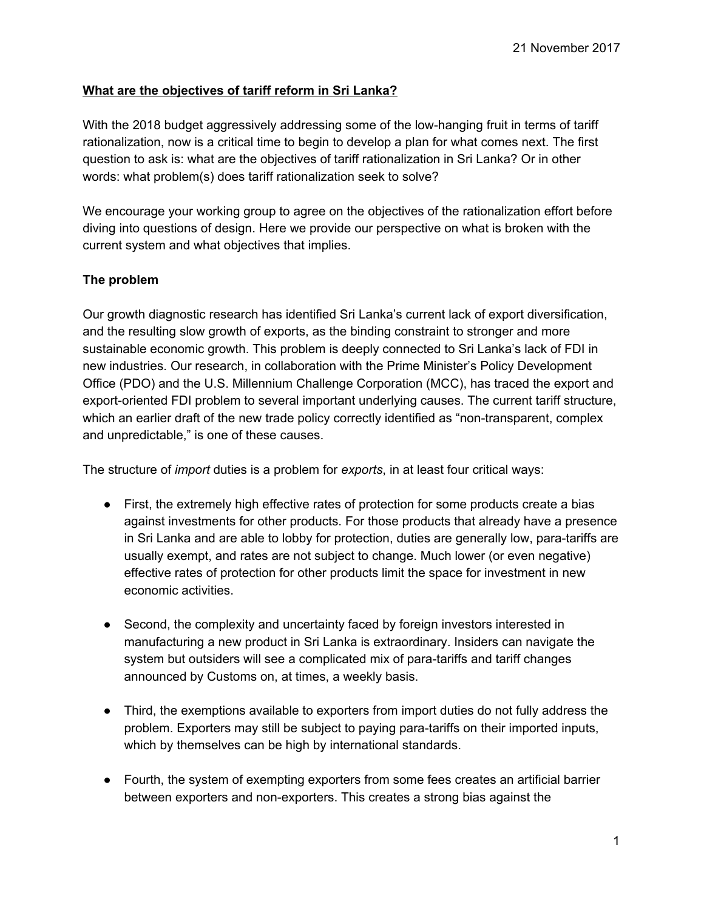21 November 2017

**What are the objectives of tariff reform in Sri Lanka?**

With the 2018 budget aggressively addressing some of the low-hanging fruit in terms of tariff rationalization, now is a critical time to begin to develop a plan for what comes next. The first question to ask is: what are the objectives of tariff rationalization in Sri Lanka? Or in other words: what problem(s) does tariff rationalization seek to solve?

We encourage your working group to agree on the objectives of the rationalization effort before diving into questions of design. Here we provide our perspective on what is broken with the current system and what objectives that implies.

**The problem**

Our growth diagnostic research has identified Sri Lanka's current lack of export diversification, and the resulting slow growth of exports, as the binding constraint to stronger and more sustainable economic growth. This problem is deeply connected to Sri Lanka's lack of FDI in new industries. Our research, in collaboration with the Prime Minister's Policy Development Office (PDO) and the U.S. Millennium Challenge Corporation (MCC), has traced the export and export-oriented FDI problem to several important underlying causes. The current tariff structure, which an earlier draft of the new trade policy correctly identified as "non-transparent, complex and unpredictable," is one of these causes.

The structure of *import* duties is a problem for *exports*, in at least four critical ways:

- First, the extremely high effective rates of protection for some products create a bias against investments for other products. For those products that already have a presence in Sri Lanka and are able to lobby for protection, duties are generally low, para-tariffs are usually exempt, and rates are not subject to change. Much lower (or even negative) effective rates of protection for other products limit the space for investment in new economic activities.

- Second, the complexity and uncertainty faced by foreign investors interested in manufacturing a new product in Sri Lanka is extraordinary. Insiders can navigate the system but outsiders will see a complicated mix of para-tariffs and tariff changes announced by Customs on, at times, a weekly basis.

- Third, the exemptions available to exporters from import duties do not fully address the problem. Exporters may still be subject to paying para-tariffs on their imported inputs, which by themselves can be high by international standards.

- Fourth, the system of exempting exporters from some fees creates an artificial barrier between exporters and non-exporters. This creates a strong bias against the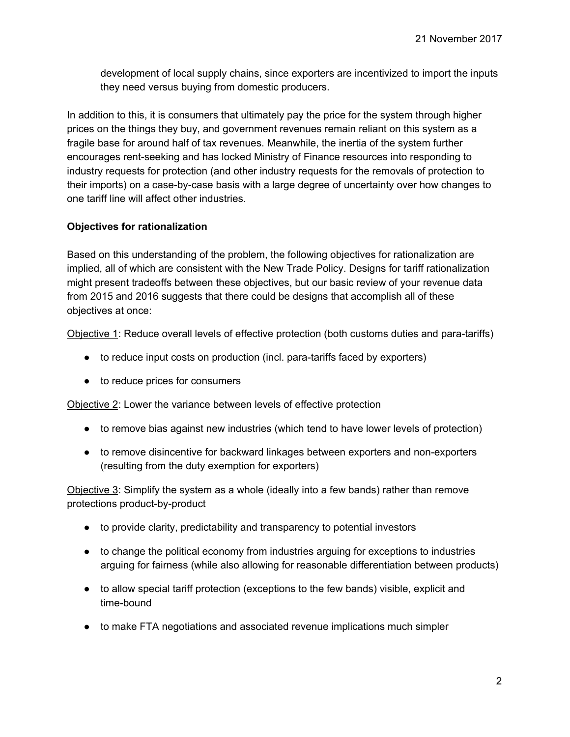development of local supply chains, since exporters are incentivized to import the inputs they need versus buying from domestic producers.

In addition to this, it is consumers that ultimately pay the price for the system through higher prices on the things they buy, and government revenues remain reliant on this system as a fragile base for around half of tax revenues. Meanwhile, the inertia of the system further encourages rent-seeking and has locked Ministry of Finance resources into responding to industry requests for protection (and other industry requests for the removals of protection to their imports) on a case-by-case basis with a large degree of uncertainty over how changes to one tariff line will affect other industries.

**Objectives for rationalization**

Based on this understanding of the problem, the following objectives for rationalization are implied, all of which are consistent with the New Trade Policy. Designs for tariff rationalization might present tradeoffs between these objectives, but our basic review of your revenue data from 2015 and 2016 suggests that there could be designs that accomplish all of these objectives at once:

<u>Objective 1</u>: Reduce overall levels of effective protection (both customs duties and para-tariffs)

- to reduce input costs on production (incl. para-tariffs faced by exporters)
- to reduce prices for consumers

<u>Objective 2</u>: Lower the variance between levels of effective protection

- to remove bias against new industries (which tend to have lower levels of protection)
- to remove disincentive for backward linkages between exporters and non-exporters (resulting from the duty exemption for exporters)

<u>Objective 3</u>: Simplify the system as a whole (ideally into a few bands) rather than remove protections product-by-product

- to provide clarity, predictability and transparency to potential investors
- to change the political economy from industries arguing for exceptions to industries arguing for fairness (while also allowing for reasonable differentiation between products)
- to allow special tariff protection (exceptions to the few bands) visible, explicit and time-bound
- to make FTA negotiations and associated revenue implications much simpler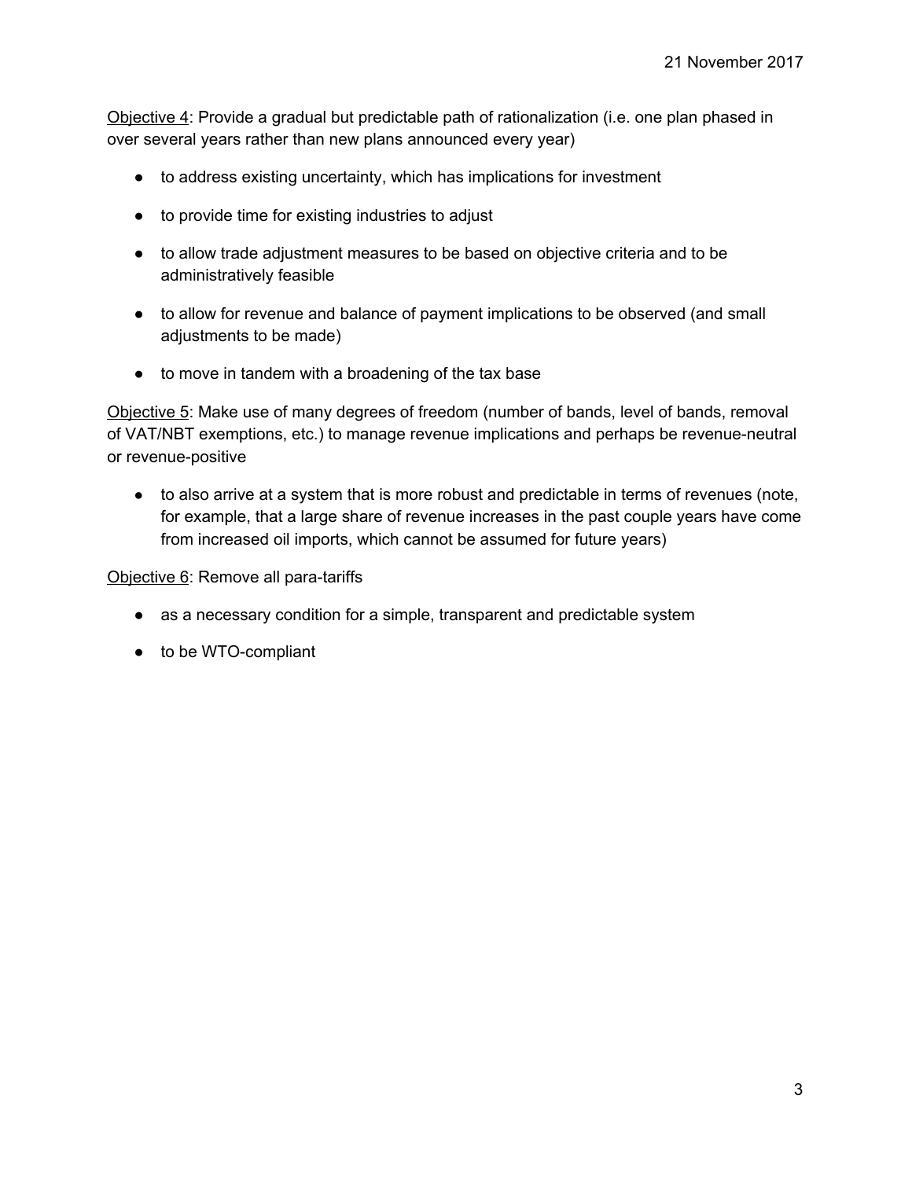21 November 2017

<u>Objective 4</u>: Provide a gradual but predictable path of rationalization (i.e. one plan phased in over several years rather than new plans announced every year)

- to address existing uncertainty, which has implications for investment
- to provide time for existing industries to adjust
- to allow trade adjustment measures to be based on objective criteria and to be administratively feasible
- to allow for revenue and balance of payment implications to be observed (and small adjustments to be made)
- to move in tandem with a broadening of the tax base

<u>Objective 5</u>: Make use of many degrees of freedom (number of bands, level of bands, removal of VAT/NBT exemptions, etc.) to manage revenue implications and perhaps be revenue-neutral or revenue-positive

- to also arrive at a system that is more robust and predictable in terms of revenues (note, for example, that a large share of revenue increases in the past couple years have come from increased oil imports, which cannot be assumed for future years)

<u>Objective 6</u>: Remove all para-tariffs

- as a necessary condition for a simple, transparent and predictable system
- to be WTO-compliant